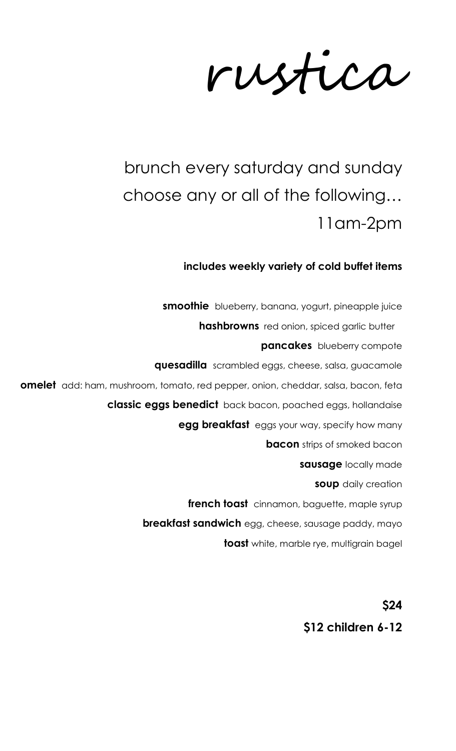# rustica

## brunch every saturday and sunday
## choose any or all of the following…
## 11am-2pm

**includes weekly variety of cold buffet items**

**smoothie** blueberry, banana, yogurt, pineapple juice

**hashbrowns** red onion, spiced garlic butter

**pancakes** blueberry compote

**quesadilla** scrambled eggs, cheese, salsa, guacamole

**omelet** add: ham, mushroom, tomato, red pepper, onion, cheddar, salsa, bacon, feta

**classic eggs benedict** back bacon, poached eggs, hollandaise

**egg breakfast** eggs your way, specify how many

**bacon** strips of smoked bacon

**sausage** locally made

**soup** daily creation

**french toast** cinnamon, baguette, maple syrup

**breakfast sandwich** egg, cheese, sausage paddy, mayo

**toast** white, marble rye, multigrain bagel

**$24**

**$12 children 6-12**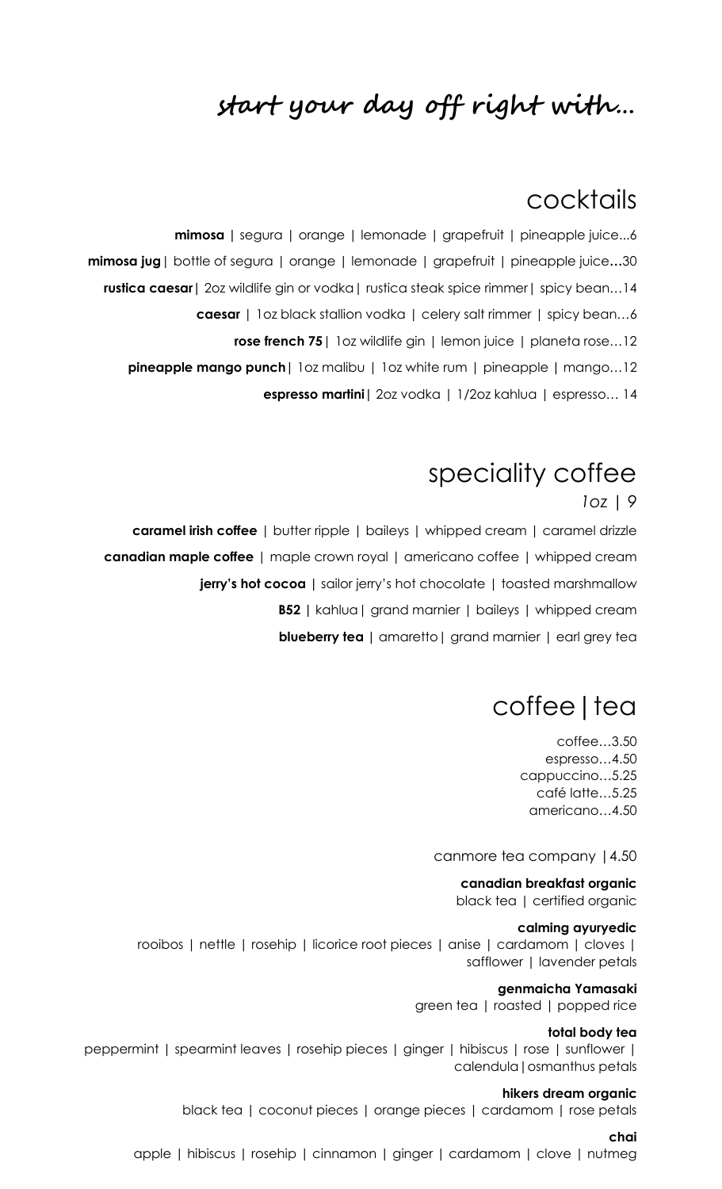# start your day off right with...

## cocktails

**mimosa** | segura | orange | lemonade | grapefruit | pineapple juice...6

**mimosa jug**| bottle of segura | orange | lemonade | grapefruit | pineapple juice**…**30

**rustica caesar**| 2oz wildlife gin or vodka| rustica steak spice rimmer| spicy bean…14

**caesar** | 1oz black stallion vodka | celery salt rimmer | spicy bean…6

**rose french 75**| 1oz wildlife gin | lemon juice | planeta rose…12

**pineapple mango punch**| 1oz malibu | 1oz white rum | pineapple | mango…12

**espresso martini**| 2oz vodka | 1/2oz kahlua | espresso… 14

## speciality coffee

*1oz | 9*

**caramel irish coffee** | butter ripple | baileys | whipped cream | caramel drizzle

**canadian maple coffee** | maple crown royal | americano coffee | whipped cream

**jerry's hot cocoa** | sailor jerry's hot chocolate | toasted marshmallow

**B52** | kahlua| grand marnier | baileys | whipped cream

**blueberry tea** | amaretto| grand marnier | earl grey tea

## coffee|tea

coffee…3.50
espresso…4.50
cappuccino…5.25
café latte…5.25
americano…4.50

canmore tea company |4.50

**canadian breakfast organic**
black tea | certified organic

**calming ayuryedic**
rooibos | nettle | rosehip | licorice root pieces | anise | cardamom | cloves | safflower | lavender petals

**genmaicha Yamasaki**
green tea | roasted | popped rice

**total body tea**
peppermint | spearmint leaves | rosehip pieces | ginger | hibiscus | rose | sunflower | calendula|osmanthus petals

**hikers dream organic**
black tea | coconut pieces | orange pieces | cardamom | rose petals

**chai**
apple | hibiscus | rosehip | cinnamon | ginger | cardamom | clove | nutmeg